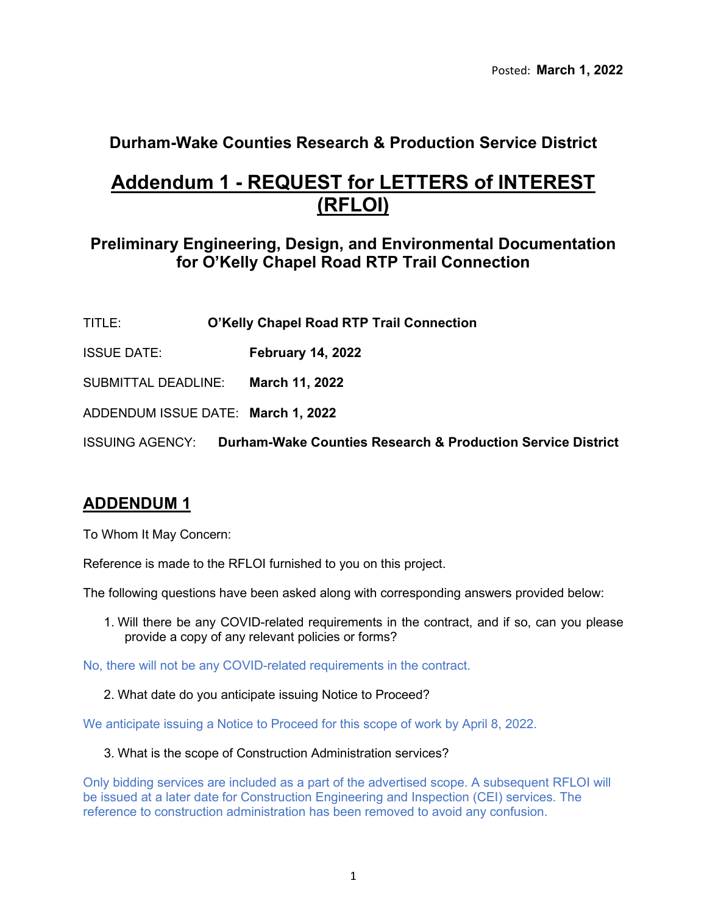Posted: **March 1, 2022**

## Durham-Wake Counties Research & Production Service District

# Addendum 1 - REQUEST for LETTERS of INTEREST (RFLOI)

### Preliminary Engineering, Design, and Environmental Documentation for O'Kelly Chapel Road RTP Trail Connection

TITLE: **O'Kelly Chapel Road RTP Trail Connection**

ISSUE DATE: **February 14, 2022**

SUBMITTAL DEADLINE: **March 11, 2022**

ADDENDUM ISSUE DATE: **March 1, 2022**

ISSUING AGENCY: **Durham-Wake Counties Research & Production Service District**

## ADDENDUM 1

To Whom It May Concern:

Reference is made to the RFLOI furnished to you on this project.

The following questions have been asked along with corresponding answers provided below:

1. Will there be any COVID-related requirements in the contract, and if so, can you please provide a copy of any relevant policies or forms?

No, there will not be any COVID-related requirements in the contract.

2. What date do you anticipate issuing Notice to Proceed?

We anticipate issuing a Notice to Proceed for this scope of work by April 8, 2022.

3. What is the scope of Construction Administration services?

Only bidding services are included as a part of the advertised scope. A subsequent RFLOI will be issued at a later date for Construction Engineering and Inspection (CEI) services. The reference to construction administration has been removed to avoid any confusion.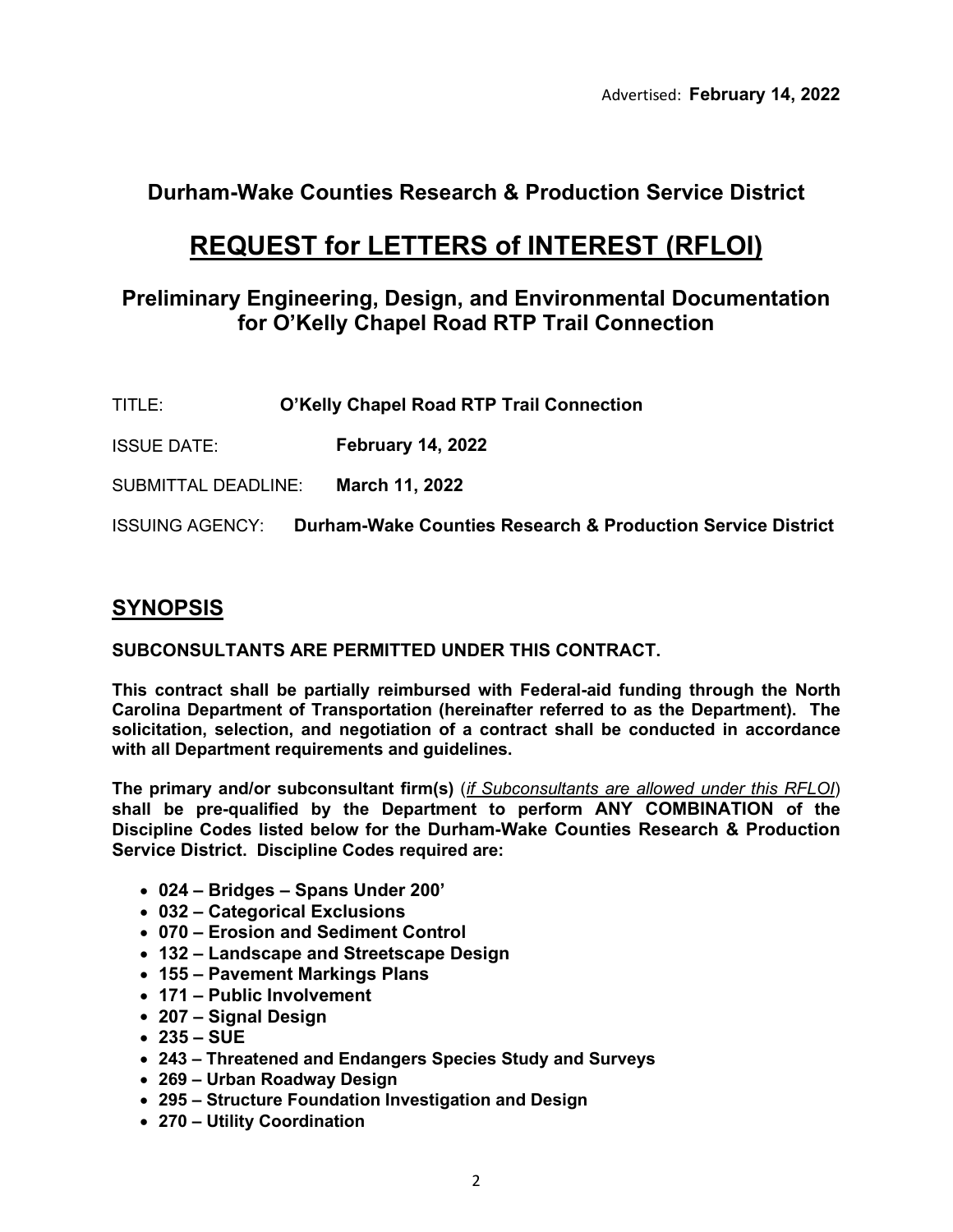Advertised: **February 14, 2022**

## Durham-Wake Counties Research & Production Service District

# REQUEST for LETTERS of INTEREST (RFLOI)

### Preliminary Engineering, Design, and Environmental Documentation for O'Kelly Chapel Road RTP Trail Connection

TITLE: **O'Kelly Chapel Road RTP Trail Connection**

ISSUE DATE: **February 14, 2022**

SUBMITTAL DEADLINE: **March 11, 2022**

ISSUING AGENCY: **Durham-Wake Counties Research & Production Service District**

## SYNOPSIS

**SUBCONSULTANTS ARE PERMITTED UNDER THIS CONTRACT.**

**This contract shall be partially reimbursed with Federal-aid funding through the North Carolina Department of Transportation (hereinafter referred to as the Department). The solicitation, selection, and negotiation of a contract shall be conducted in accordance with all Department requirements and guidelines.**

**The primary and/or subconsultant firm(s)** (*if Subconsultants are allowed under this RFLOI*) **shall be pre-qualified by the Department to perform ANY COMBINATION of the Discipline Codes listed below for the Durham-Wake Counties Research & Production Service District. Discipline Codes required are:**

- **024 – Bridges – Spans Under 200'**
- **032 – Categorical Exclusions**
- **070 – Erosion and Sediment Control**
- **132 – Landscape and Streetscape Design**
- **155 – Pavement Markings Plans**
- **171 – Public Involvement**
- **207 – Signal Design**
- **235 – SUE**
- **243 – Threatened and Endangers Species Study and Surveys**
- **269 – Urban Roadway Design**
- **295 – Structure Foundation Investigation and Design**
- **270 – Utility Coordination**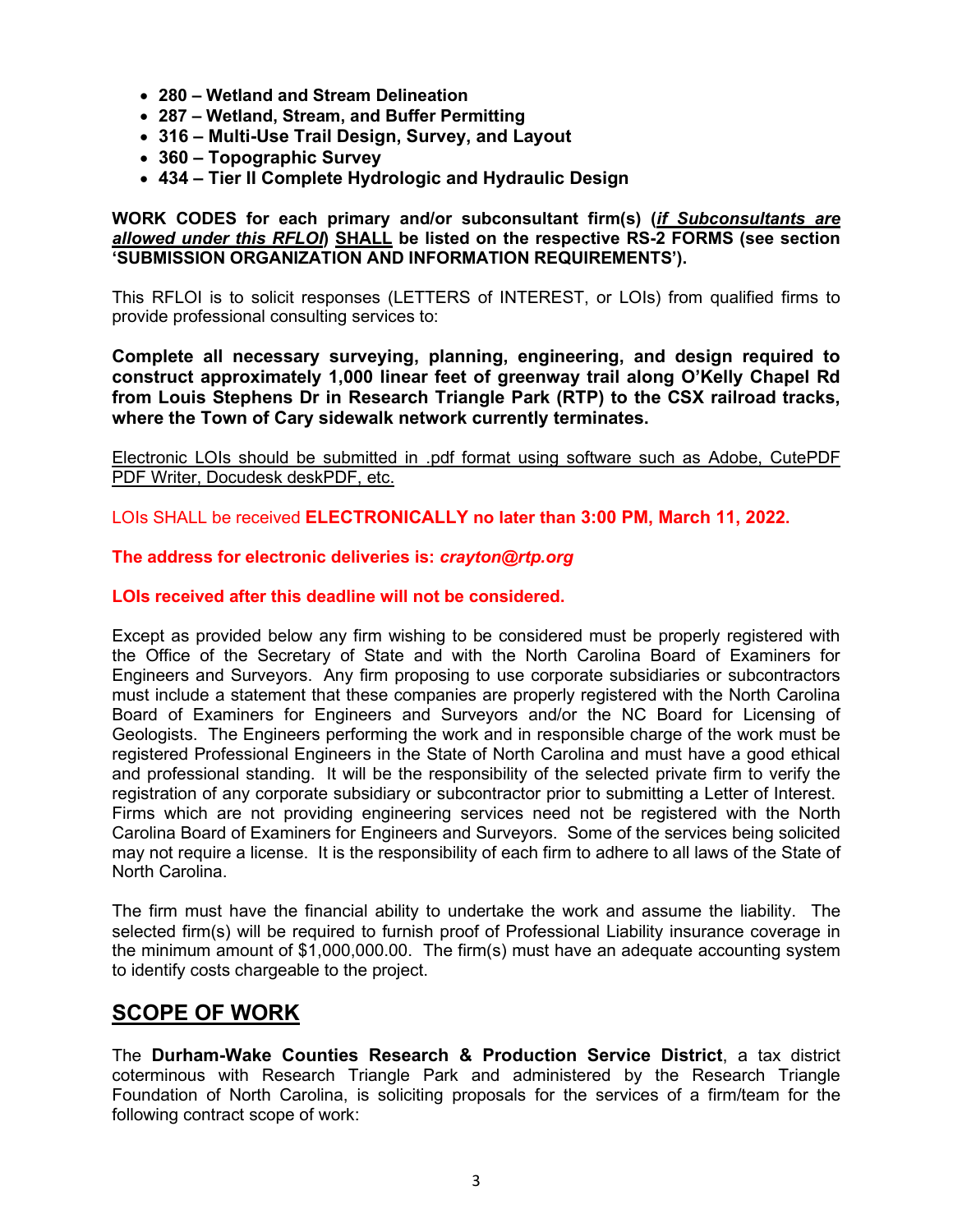- **280 – Wetland and Stream Delineation**
- **287 – Wetland, Stream, and Buffer Permitting**
- **316 – Multi-Use Trail Design, Survey, and Layout**
- **360 – Topographic Survey**
- **434 – Tier II Complete Hydrologic and Hydraulic Design**

**WORK CODES for each primary and/or subconsultant firm(s) (*if Subconsultants are allowed under this RFLOI*) SHALL be listed on the respective RS-2 FORMS (see section 'SUBMISSION ORGANIZATION AND INFORMATION REQUIREMENTS').**

This RFLOI is to solicit responses (LETTERS of INTEREST, or LOIs) from qualified firms to provide professional consulting services to:

**Complete all necessary surveying, planning, engineering, and design required to construct approximately 1,000 linear feet of greenway trail along O'Kelly Chapel Rd from Louis Stephens Dr in Research Triangle Park (RTP) to the CSX railroad tracks, where the Town of Cary sidewalk network currently terminates.**

Electronic LOIs should be submitted in .pdf format using software such as Adobe, CutePDF PDF Writer, Docudesk deskPDF, etc.

LOIs SHALL be received **ELECTRONICALLY no later than 3:00 PM, March 11, 2022.**

**The address for electronic deliveries is: *crayton@rtp.org***

**LOIs received after this deadline will not be considered.**

Except as provided below any firm wishing to be considered must be properly registered with the Office of the Secretary of State and with the North Carolina Board of Examiners for Engineers and Surveyors. Any firm proposing to use corporate subsidiaries or subcontractors must include a statement that these companies are properly registered with the North Carolina Board of Examiners for Engineers and Surveyors and/or the NC Board for Licensing of Geologists. The Engineers performing the work and in responsible charge of the work must be registered Professional Engineers in the State of North Carolina and must have a good ethical and professional standing. It will be the responsibility of the selected private firm to verify the registration of any corporate subsidiary or subcontractor prior to submitting a Letter of Interest. Firms which are not providing engineering services need not be registered with the North Carolina Board of Examiners for Engineers and Surveyors. Some of the services being solicited may not require a license. It is the responsibility of each firm to adhere to all laws of the State of North Carolina.

The firm must have the financial ability to undertake the work and assume the liability. The selected firm(s) will be required to furnish proof of Professional Liability insurance coverage in the minimum amount of $1,000,000.00. The firm(s) must have an adequate accounting system to identify costs chargeable to the project.

## SCOPE OF WORK

The **Durham-Wake Counties Research & Production Service District**, a tax district coterminous with Research Triangle Park and administered by the Research Triangle Foundation of North Carolina, is soliciting proposals for the services of a firm/team for the following contract scope of work: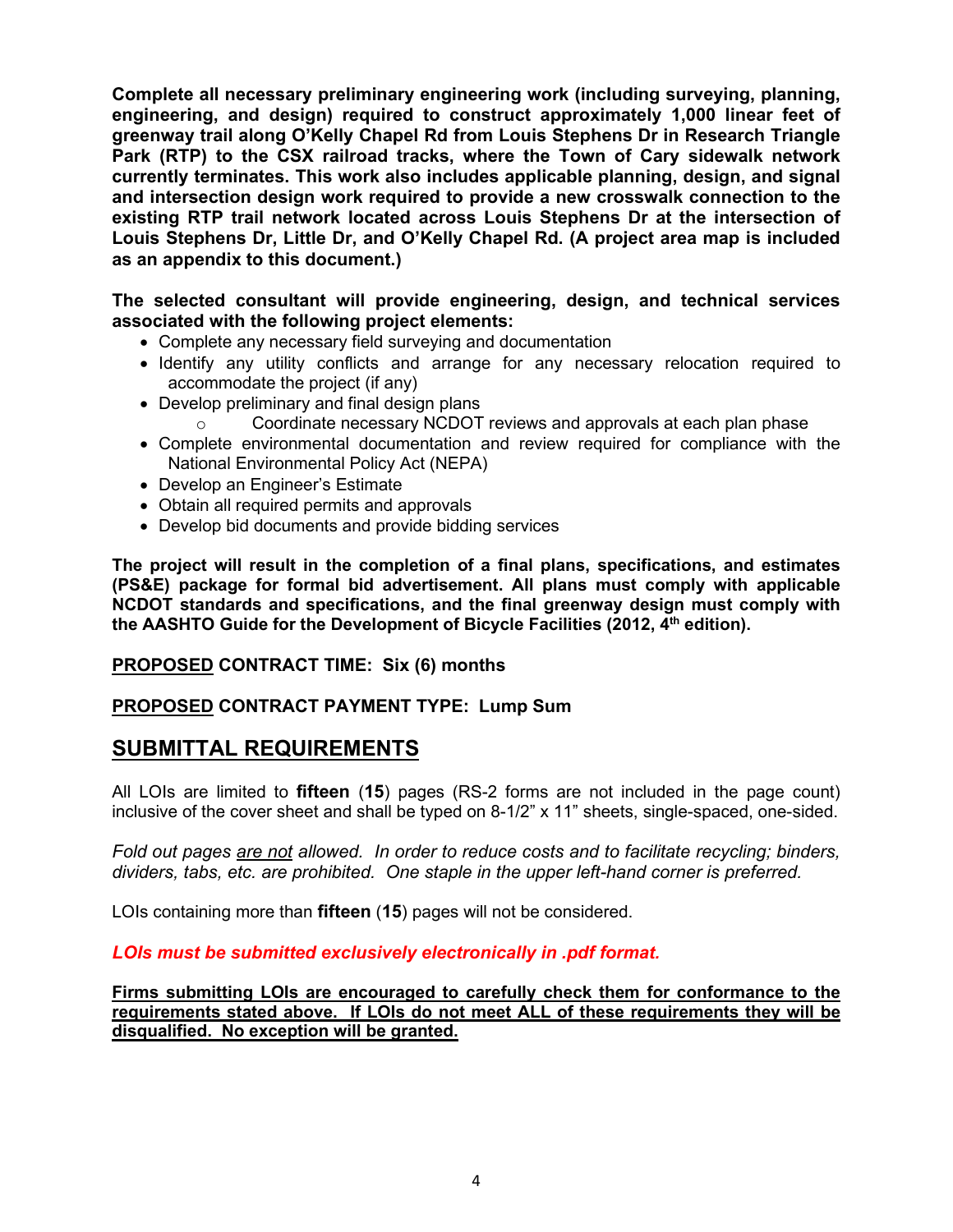**Complete all necessary preliminary engineering work (including surveying, planning, engineering, and design) required to construct approximately 1,000 linear feet of greenway trail along O'Kelly Chapel Rd from Louis Stephens Dr in Research Triangle Park (RTP) to the CSX railroad tracks, where the Town of Cary sidewalk network currently terminates. This work also includes applicable planning, design, and signal and intersection design work required to provide a new crosswalk connection to the existing RTP trail network located across Louis Stephens Dr at the intersection of Louis Stephens Dr, Little Dr, and O'Kelly Chapel Rd. (A project area map is included as an appendix to this document.)**

**The selected consultant will provide engineering, design, and technical services associated with the following project elements:**

- Complete any necessary field surveying and documentation
- Identify any utility conflicts and arrange for any necessary relocation required to accommodate the project (if any)
- Develop preliminary and final design plans
    - Coordinate necessary NCDOT reviews and approvals at each plan phase
- Complete environmental documentation and review required for compliance with the National Environmental Policy Act (NEPA)
- Develop an Engineer's Estimate
- Obtain all required permits and approvals
- Develop bid documents and provide bidding services

**The project will result in the completion of a final plans, specifications, and estimates (PS&E) package for formal bid advertisement. All plans must comply with applicable NCDOT standards and specifications, and the final greenway design must comply with the AASHTO Guide for the Development of Bicycle Facilities (2012, 4th edition).**

**<u>PROPOSED</u> CONTRACT TIME: Six (6) months**

**<u>PROPOSED</u> CONTRACT PAYMENT TYPE: Lump Sum**

## <u>SUBMITTAL REQUIREMENTS</u>

All LOIs are limited to **fifteen** (**15**) pages (RS-2 forms are not included in the page count) inclusive of the cover sheet and shall be typed on 8-1/2" x 11" sheets, single-spaced, one-sided.

*Fold out pages <u>are not</u> allowed. In order to reduce costs and to facilitate recycling; binders, dividers, tabs, etc. are prohibited. One staple in the upper left-hand corner is preferred.*

LOIs containing more than **fifteen** (**15**) pages will not be considered.

***LOIs must be submitted exclusively electronically in .pdf format.***

**<u>Firms submitting LOIs are encouraged to carefully check them for conformance to the requirements stated above. If LOIs do not meet ALL of these requirements they will be disqualified. No exception will be granted.</u>**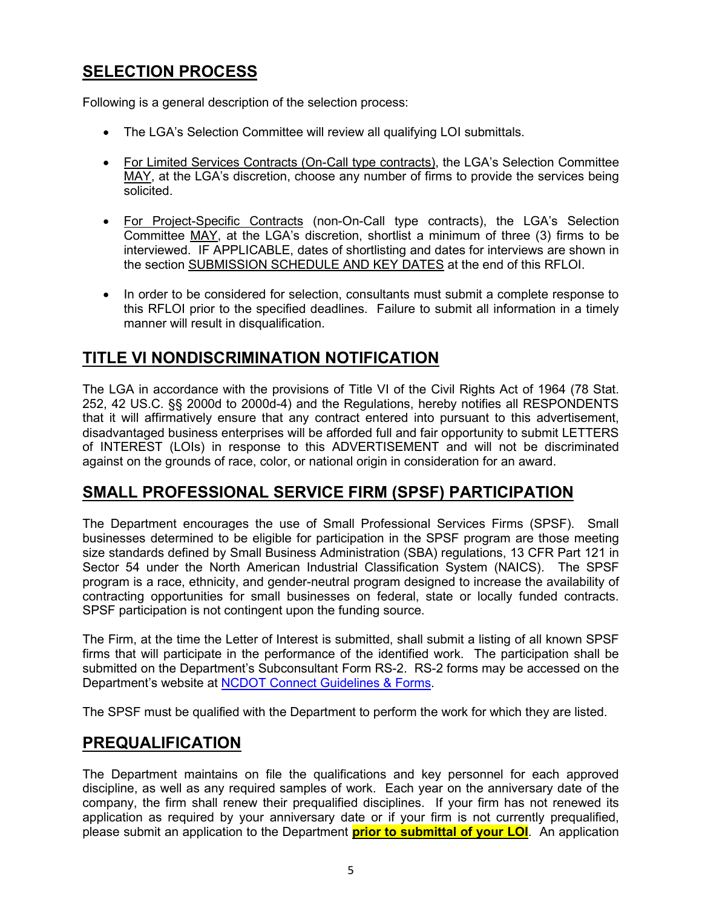## SELECTION PROCESS

Following is a general description of the selection process:

- The LGA's Selection Committee will review all qualifying LOI submittals.
- For Limited Services Contracts (On-Call type contracts), the LGA's Selection Committee MAY, at the LGA's discretion, choose any number of firms to provide the services being solicited.
- For Project-Specific Contracts (non-On-Call type contracts), the LGA's Selection Committee MAY, at the LGA's discretion, shortlist a minimum of three (3) firms to be interviewed. IF APPLICABLE, dates of shortlisting and dates for interviews are shown in the section SUBMISSION SCHEDULE AND KEY DATES at the end of this RFLOI.
- In order to be considered for selection, consultants must submit a complete response to this RFLOI prior to the specified deadlines. Failure to submit all information in a timely manner will result in disqualification.

## TITLE VI NONDISCRIMINATION NOTIFICATION

The LGA in accordance with the provisions of Title VI of the Civil Rights Act of 1964 (78 Stat. 252, 42 US.C. §§ 2000d to 2000d-4) and the Regulations, hereby notifies all RESPONDENTS that it will affirmatively ensure that any contract entered into pursuant to this advertisement, disadvantaged business enterprises will be afforded full and fair opportunity to submit LETTERS of INTEREST (LOIs) in response to this ADVERTISEMENT and will not be discriminated against on the grounds of race, color, or national origin in consideration for an award.

## SMALL PROFESSIONAL SERVICE FIRM (SPSF) PARTICIPATION

The Department encourages the use of Small Professional Services Firms (SPSF). Small businesses determined to be eligible for participation in the SPSF program are those meeting size standards defined by Small Business Administration (SBA) regulations, 13 CFR Part 121 in Sector 54 under the North American Industrial Classification System (NAICS). The SPSF program is a race, ethnicity, and gender-neutral program designed to increase the availability of contracting opportunities for small businesses on federal, state or locally funded contracts. SPSF participation is not contingent upon the funding source.

The Firm, at the time the Letter of Interest is submitted, shall submit a listing of all known SPSF firms that will participate in the performance of the identified work. The participation shall be submitted on the Department's Subconsultant Form RS-2. RS-2 forms may be accessed on the Department's website at NCDOT Connect Guidelines & Forms.

The SPSF must be qualified with the Department to perform the work for which they are listed.

## PREQUALIFICATION

The Department maintains on file the qualifications and key personnel for each approved discipline, as well as any required samples of work. Each year on the anniversary date of the company, the firm shall renew their prequalified disciplines. If your firm has not renewed its application as required by your anniversary date or if your firm is not currently prequalified, please submit an application to the Department **prior to submittal of your LOI**. An application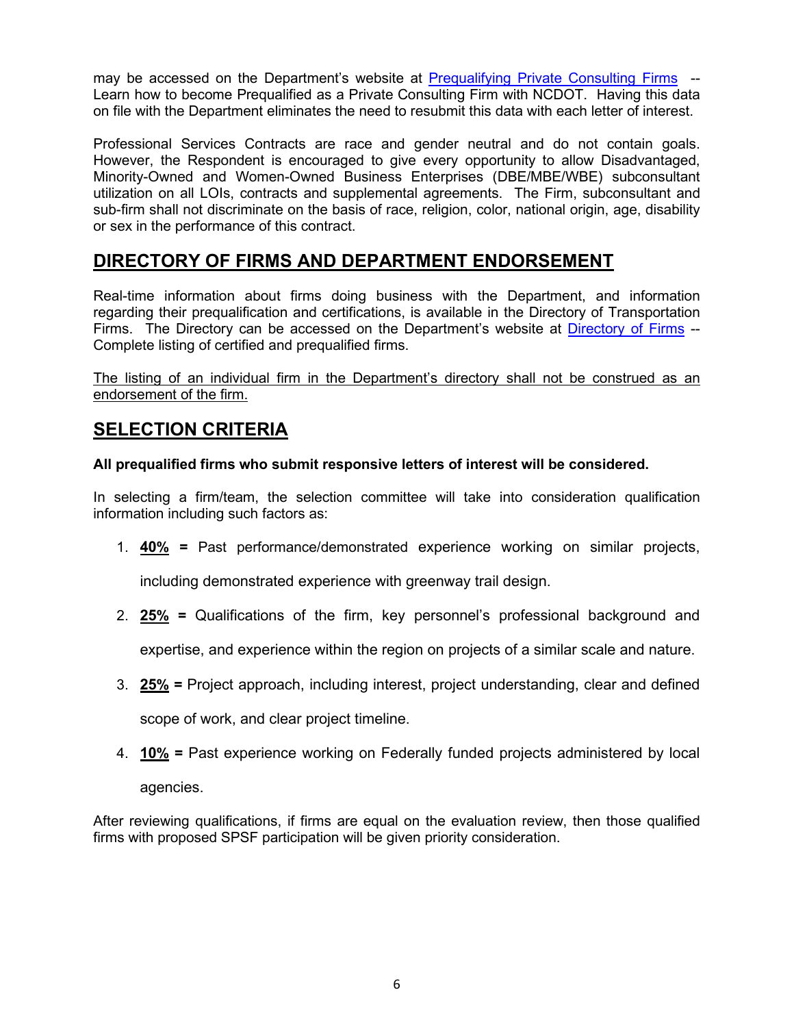may be accessed on the Department's website at [Prequalifying Private Consulting Firms]() -- Learn how to become Prequalified as a Private Consulting Firm with NCDOT. Having this data on file with the Department eliminates the need to resubmit this data with each letter of interest.

Professional Services Contracts are race and gender neutral and do not contain goals. However, the Respondent is encouraged to give every opportunity to allow Disadvantaged, Minority-Owned and Women-Owned Business Enterprises (DBE/MBE/WBE) subconsultant utilization on all LOIs, contracts and supplemental agreements. The Firm, subconsultant and sub-firm shall not discriminate on the basis of race, religion, color, national origin, age, disability or sex in the performance of this contract.

## DIRECTORY OF FIRMS AND DEPARTMENT ENDORSEMENT

Real-time information about firms doing business with the Department, and information regarding their prequalification and certifications, is available in the Directory of Transportation Firms. The Directory can be accessed on the Department's website at [Directory of Firms]() -- Complete listing of certified and prequalified firms.

The listing of an individual firm in the Department's directory shall not be construed as an endorsement of the firm.

## SELECTION CRITERIA

**All prequalified firms who submit responsive letters of interest will be considered.**

In selecting a firm/team, the selection committee will take into consideration qualification information including such factors as:

1. **40% =** Past performance/demonstrated experience working on similar projects, including demonstrated experience with greenway trail design.
2. **25% =** Qualifications of the firm, key personnel's professional background and expertise, and experience within the region on projects of a similar scale and nature.
3. **25% =** Project approach, including interest, project understanding, clear and defined scope of work, and clear project timeline.
4. **10% =** Past experience working on Federally funded projects administered by local agencies.

After reviewing qualifications, if firms are equal on the evaluation review, then those qualified firms with proposed SPSF participation will be given priority consideration.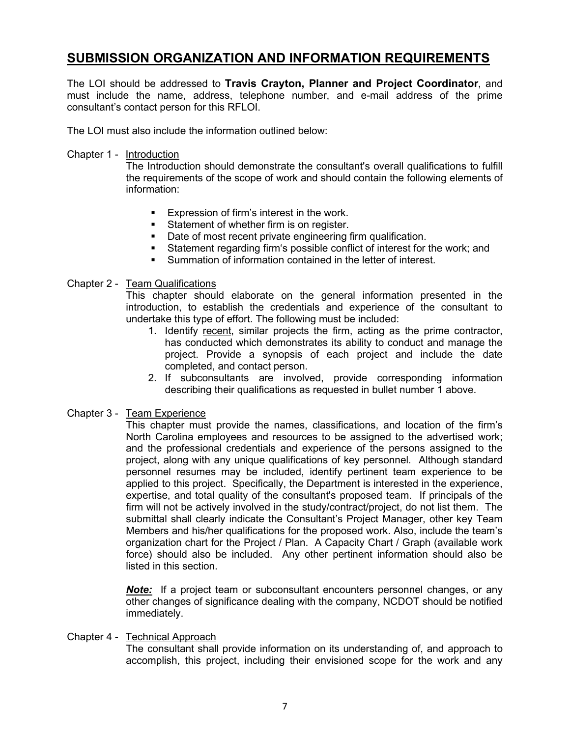## SUBMISSION ORGANIZATION AND INFORMATION REQUIREMENTS

The LOI should be addressed to **Travis Crayton, Planner and Project Coordinator**, and must include the name, address, telephone number, and e-mail address of the prime consultant's contact person for this RFLOI.

The LOI must also include the information outlined below:

Chapter 1 - Introduction

The Introduction should demonstrate the consultant's overall qualifications to fulfill the requirements of the scope of work and should contain the following elements of information:

- Expression of firm's interest in the work.
- Statement of whether firm is on register.
- Date of most recent private engineering firm qualification.
- Statement regarding firm's possible conflict of interest for the work; and
- Summation of information contained in the letter of interest.

Chapter 2 - Team Qualifications

This chapter should elaborate on the general information presented in the introduction, to establish the credentials and experience of the consultant to undertake this type of effort. The following must be included:

1. Identify recent, similar projects the firm, acting as the prime contractor, has conducted which demonstrates its ability to conduct and manage the project. Provide a synopsis of each project and include the date completed, and contact person.
2. If subconsultants are involved, provide corresponding information describing their qualifications as requested in bullet number 1 above.

Chapter 3 - Team Experience

This chapter must provide the names, classifications, and location of the firm's North Carolina employees and resources to be assigned to the advertised work; and the professional credentials and experience of the persons assigned to the project, along with any unique qualifications of key personnel. Although standard personnel resumes may be included, identify pertinent team experience to be applied to this project. Specifically, the Department is interested in the experience, expertise, and total quality of the consultant's proposed team. If principals of the firm will not be actively involved in the study/contract/project, do not list them. The submittal shall clearly indicate the Consultant's Project Manager, other key Team Members and his/her qualifications for the proposed work. Also, include the team's organization chart for the Project / Plan. A Capacity Chart / Graph (available work force) should also be included. Any other pertinent information should also be listed in this section.

***Note:*** If a project team or subconsultant encounters personnel changes, or any other changes of significance dealing with the company, NCDOT should be notified immediately.

Chapter 4 - Technical Approach

The consultant shall provide information on its understanding of, and approach to accomplish, this project, including their envisioned scope for the work and any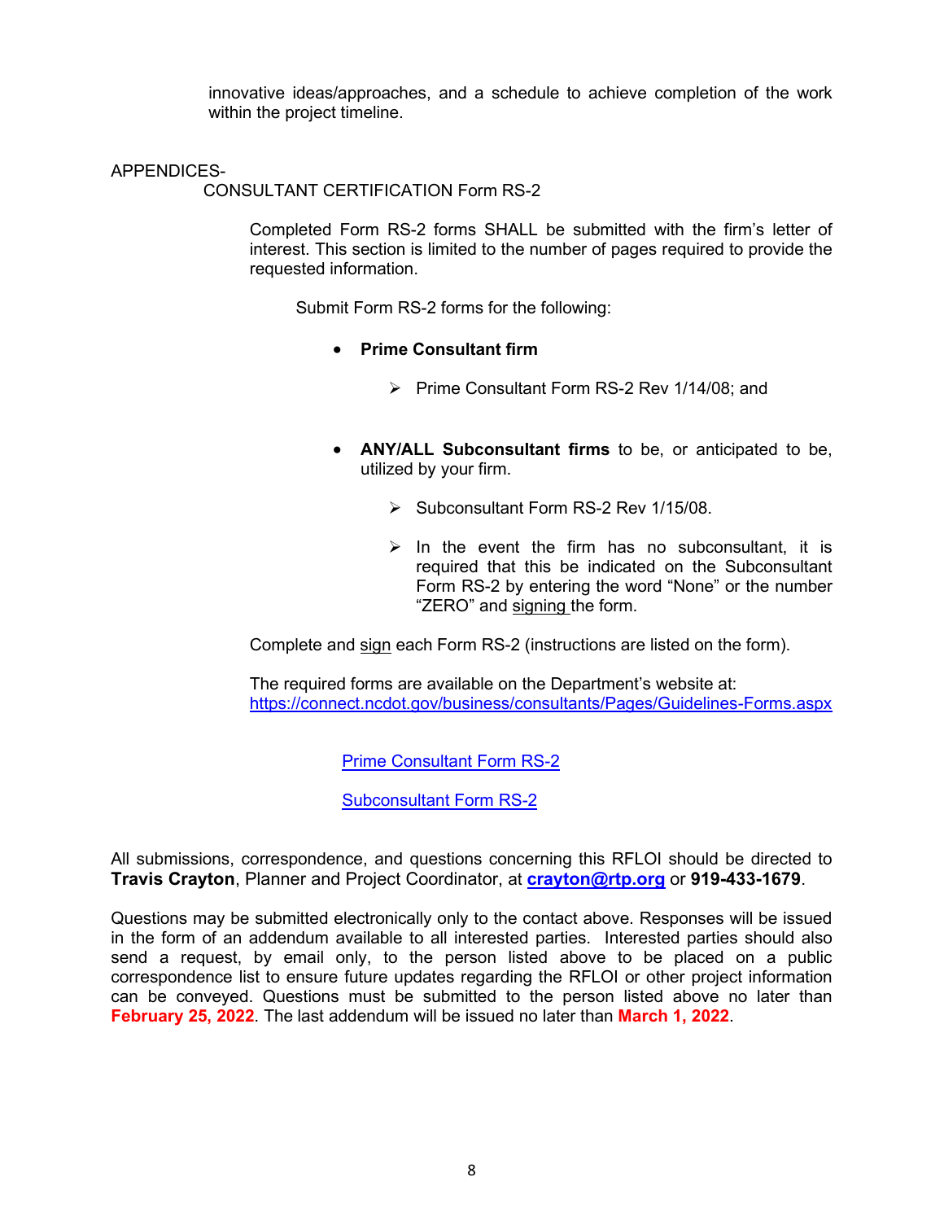innovative ideas/approaches, and a schedule to achieve completion of the work within the project timeline.

APPENDICES-

CONSULTANT CERTIFICATION Form RS-2

Completed Form RS-2 forms SHALL be submitted with the firm's letter of interest. This section is limited to the number of pages required to provide the requested information.

Submit Form RS-2 forms for the following:

- **Prime Consultant firm**
  - Prime Consultant Form RS-2 Rev 1/14/08; and

- **ANY/ALL Subconsultant firms** to be, or anticipated to be, utilized by your firm.
  - Subconsultant Form RS-2 Rev 1/15/08.
  - In the event the firm has no subconsultant, it is required that this be indicated on the Subconsultant Form RS-2 by entering the word "None" or the number "ZERO" and signing the form.

Complete and sign each Form RS-2 (instructions are listed on the form).

The required forms are available on the Department's website at: https://connect.ncdot.gov/business/consultants/Pages/Guidelines-Forms.aspx

Prime Consultant Form RS-2

Subconsultant Form RS-2

All submissions, correspondence, and questions concerning this RFLOI should be directed to **Travis Crayton**, Planner and Project Coordinator, at **crayton@rtp.org** or **919-433-1679**.

Questions may be submitted electronically only to the contact above. Responses will be issued in the form of an addendum available to all interested parties. Interested parties should also send a request, by email only, to the person listed above to be placed on a public correspondence list to ensure future updates regarding the RFLOI or other project information can be conveyed. Questions must be submitted to the person listed above no later than **February 25, 2022**. The last addendum will be issued no later than **March 1, 2022**.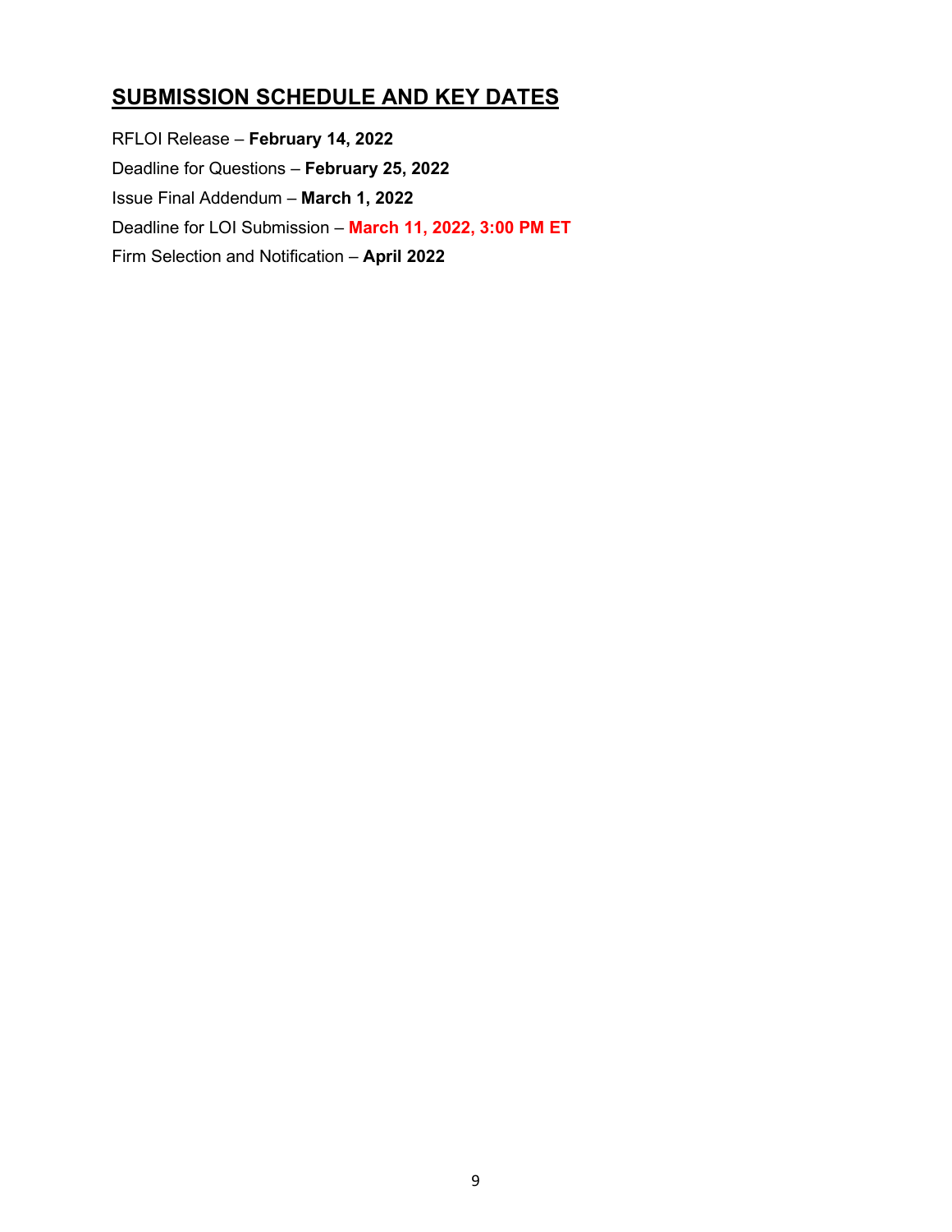## SUBMISSION SCHEDULE AND KEY DATES

RFLOI Release – **February 14, 2022**

Deadline for Questions – **February 25, 2022**

Issue Final Addendum – **March 1, 2022**

Deadline for LOI Submission – **March 11, 2022, 3:00 PM ET**

Firm Selection and Notification – **April 2022**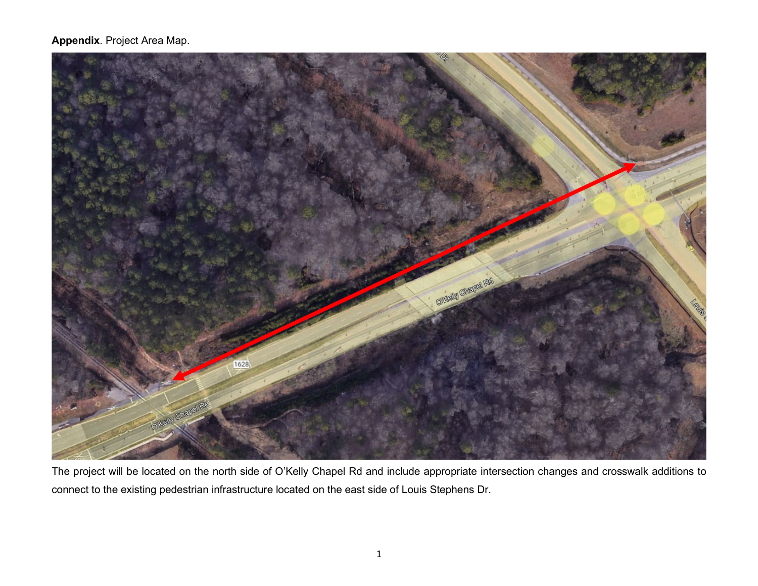**Appendix**. Project Area Map.

The project will be located on the north side of O'Kelly Chapel Rd and include appropriate intersection changes and crosswalk additions to connect to the existing pedestrian infrastructure located on the east side of Louis Stephens Dr.